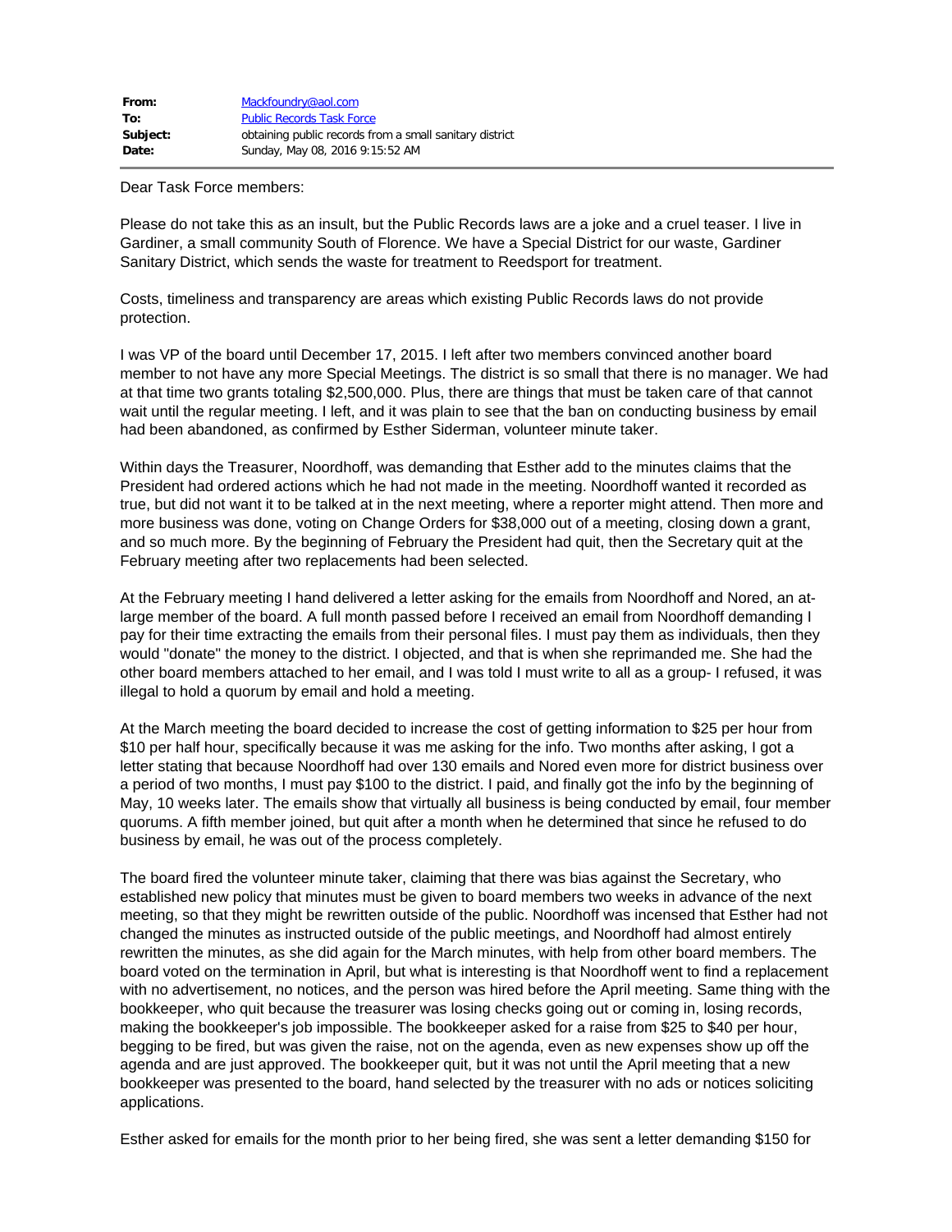| | |
|---|---|
| **From:** | Mackfoundry@aol.com |
| **To:** | Public Records Task Force |
| **Subject:** | obtaining public records from a small sanitary district |
| **Date:** | Sunday, May 08, 2016 9:15:52 AM |

Dear Task Force members:

Please do not take this as an insult, but the Public Records laws are a joke and a cruel teaser. I live in Gardiner, a small community South of Florence. We have a Special District for our waste, Gardiner Sanitary District, which sends the waste for treatment to Reedsport for treatment.

Costs, timeliness and transparency are areas which existing Public Records laws do not provide protection.

I was VP of the board until December 17, 2015. I left after two members convinced another board member to not have any more Special Meetings. The district is so small that there is no manager. We had at that time two grants totaling $2,500,000. Plus, there are things that must be taken care of that cannot wait until the regular meeting. I left, and it was plain to see that the ban on conducting business by email had been abandoned, as confirmed by Esther Siderman, volunteer minute taker.

Within days the Treasurer, Noordhoff, was demanding that Esther add to the minutes claims that the President had ordered actions which he had not made in the meeting. Noordhoff wanted it recorded as true, but did not want it to be talked at in the next meeting, where a reporter might attend. Then more and more business was done, voting on Change Orders for $38,000 out of a meeting, closing down a grant, and so much more. By the beginning of February the President had quit, then the Secretary quit at the February meeting after two replacements had been selected.

At the February meeting I hand delivered a letter asking for the emails from Noordhoff and Nored, an at-large member of the board. A full month passed before I received an email from Noordhoff demanding I pay for their time extracting the emails from their personal files. I must pay them as individuals, then they would "donate" the money to the district. I objected, and that is when she reprimanded me. She had the other board members attached to her email, and I was told I must write to all as a group- I refused, it was illegal to hold a quorum by email and hold a meeting.

At the March meeting the board decided to increase the cost of getting information to $25 per hour from $10 per half hour, specifically because it was me asking for the info. Two months after asking, I got a letter stating that because Noordhoff had over 130 emails and Nored even more for district business over a period of two months, I must pay $100 to the district. I paid, and finally got the info by the beginning of May, 10 weeks later. The emails show that virtually all business is being conducted by email, four member quorums. A fifth member joined, but quit after a month when he determined that since he refused to do business by email, he was out of the process completely.

The board fired the volunteer minute taker, claiming that there was bias against the Secretary, who established new policy that minutes must be given to board members two weeks in advance of the next meeting, so that they might be rewritten outside of the public. Noordhoff was incensed that Esther had not changed the minutes as instructed outside of the public meetings, and Noordhoff had almost entirely rewritten the minutes, as she did again for the March minutes, with help from other board members. The board voted on the termination in April, but what is interesting is that Noordhoff went to find a replacement with no advertisement, no notices, and the person was hired before the April meeting. Same thing with the bookkeeper, who quit because the treasurer was losing checks going out or coming in, losing records, making the bookkeeper's job impossible. The bookkeeper asked for a raise from $25 to $40 per hour, begging to be fired, but was given the raise, not on the agenda, even as new expenses show up off the agenda and are just approved. The bookkeeper quit, but it was not until the April meeting that a new bookkeeper was presented to the board, hand selected by the treasurer with no ads or notices soliciting applications.

Esther asked for emails for the month prior to her being fired, she was sent a letter demanding $150 for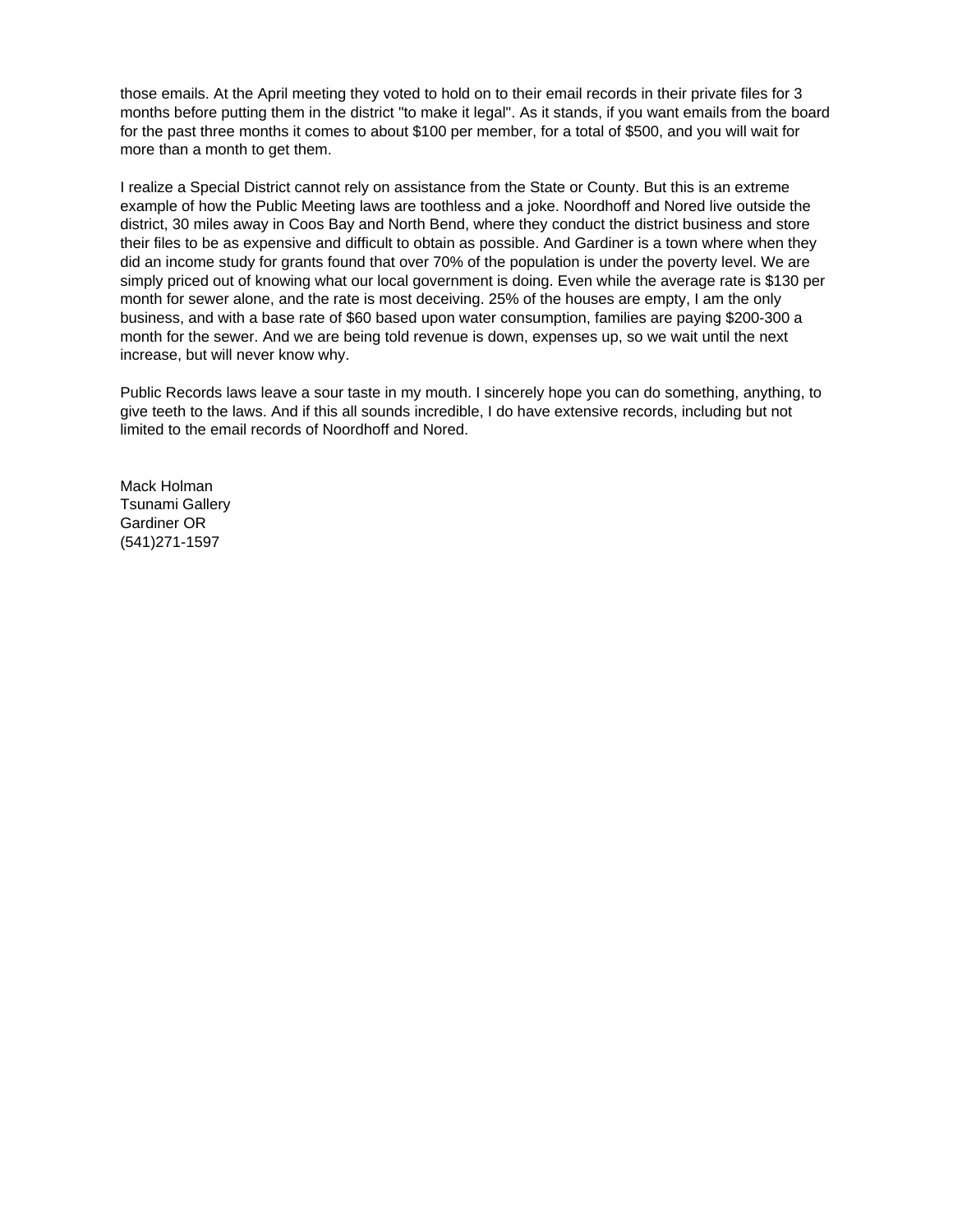those emails. At the April meeting they voted to hold on to their email records in their private files for 3 months before putting them in the district "to make it legal". As it stands, if you want emails from the board for the past three months it comes to about $100 per member, for a total of $500, and you will wait for more than a month to get them.

I realize a Special District cannot rely on assistance from the State or County. But this is an extreme example of how the Public Meeting laws are toothless and a joke. Noordhoff and Nored live outside the district, 30 miles away in Coos Bay and North Bend, where they conduct the district business and store their files to be as expensive and difficult to obtain as possible. And Gardiner is a town where when they did an income study for grants found that over 70% of the population is under the poverty level. We are simply priced out of knowing what our local government is doing. Even while the average rate is $130 per month for sewer alone, and the rate is most deceiving. 25% of the houses are empty, I am the only business, and with a base rate of $60 based upon water consumption, families are paying $200-300 a month for the sewer. And we are being told revenue is down, expenses up, so we wait until the next increase, but will never know why.

Public Records laws leave a sour taste in my mouth. I sincerely hope you can do something, anything, to give teeth to the laws. And if this all sounds incredible, I do have extensive records, including but not limited to the email records of Noordhoff and Nored.

Mack Holman  
Tsunami Gallery  
Gardiner OR  
(541)271-1597